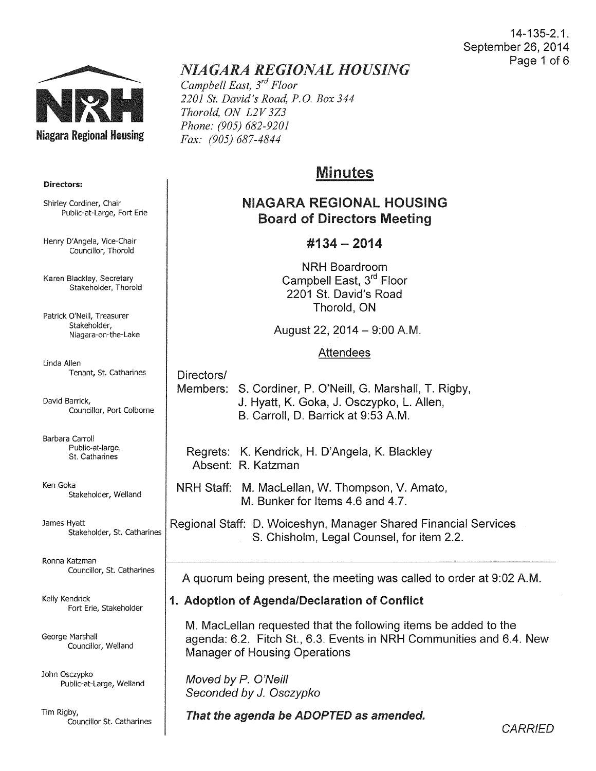14-135-2.1.
September 26, 2014

# *NIAGARA REGIONAL HOUSING*

*Campbell East, 3rd Floor*
*2201 St. David's Road, P.O. Box 344*
*Thorold, ON L2V 3Z3*
*Phone: (905) 682-9201*
*Fax: (905) 687-4844*

Niagara Regional Housing

**Directors:**

Shirley Cordiner, Chair
Public-at-Large, Fort Erie

Henry D'Angela, Vice-Chair
Councillor, Thorold

Karen Blackley, Secretary
Stakeholder, Thorold

Patrick O'Neill, Treasurer
Stakeholder, Niagara-on-the-Lake

Linda Allen
Tenant, St. Catharines

David Barrick,
Councillor, Port Colborne

Barbara Carroll
Public-at-large, St. Catharines

Ken Goka
Stakeholder, Welland

James Hyatt
Stakeholder, St. Catharines

Ronna Katzman
Councillor, St. Catharines

Kelly Kendrick
Fort Erie, Stakeholder

George Marshall
Councillor, Welland

John Osczypko
Public-at-Large, Welland

Tim Rigby,
Councillor St. Catharines

## Minutes

### NIAGARA REGIONAL HOUSING
### Board of Directors Meeting

### #134 – 2014

NRH Boardroom
Campbell East, 3rd Floor
2201 St. David's Road
Thorold, ON

August 22, 2014 – 9:00 A.M.

Attendees

Directors/Members: S. Cordiner, P. O'Neill, G. Marshall, T. Rigby, J. Hyatt, K. Goka, J. Osczypko, L. Allen, B. Carroll, D. Barrick at 9:53 A.M.

Regrets: K. Kendrick, H. D'Angela, K. Blackley
Absent: R. Katzman

NRH Staff: M. MacLellan, W. Thompson, V. Amato, M. Bunker for Items 4.6 and 4.7.

Regional Staff: D. Woiceshyn, Manager Shared Financial Services
S. Chisholm, Legal Counsel, for item 2.2.

A quorum being present, the meeting was called to order at 9:02 A.M.

**1. Adoption of Agenda/Declaration of Conflict**

M. MacLellan requested that the following items be added to the agenda: 6.2. Fitch St., 6.3. Events in NRH Communities and 6.4. New Manager of Housing Operations

*Moved by P. O'Neill*
*Seconded by J. Osczypko*

***That the agenda be ADOPTED as amended.***

*CARRIED*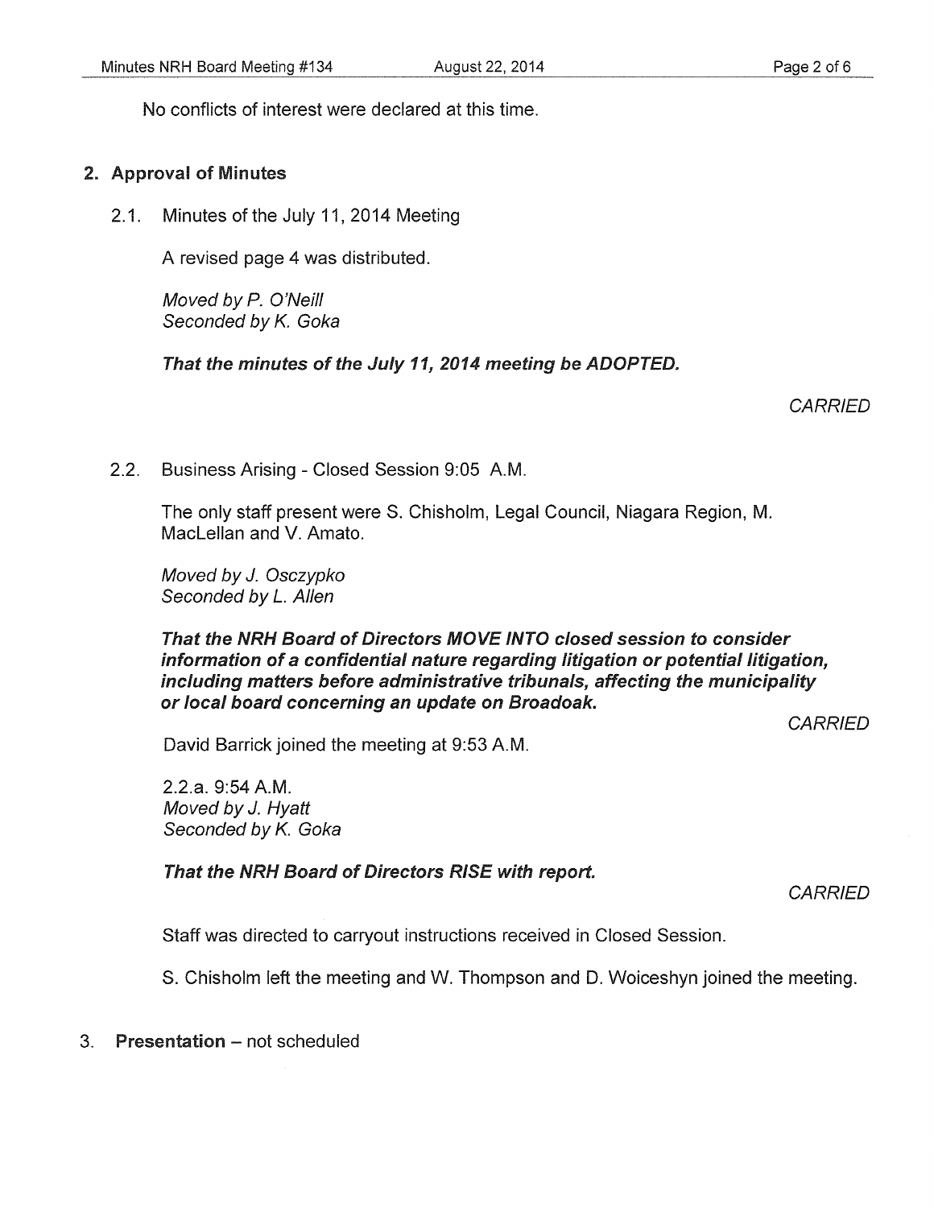No conflicts of interest were declared at this time.

## 2. Approval of Minutes

2.1. Minutes of the July 11, 2014 Meeting

A revised page 4 was distributed.

*Moved by P. O'Neill*
*Seconded by K. Goka*

***That the minutes of the July 11, 2014 meeting be ADOPTED.***

*CARRIED*

2.2. Business Arising - Closed Session 9:05 A.M.

The only staff present were S. Chisholm, Legal Council, Niagara Region, M. MacLellan and V. Amato.

*Moved by J. Osczypko*
*Seconded by L. Allen*

***That the NRH Board of Directors MOVE INTO closed session to consider information of a confidential nature regarding litigation or potential litigation, including matters before administrative tribunals, affecting the municipality or local board concerning an update on Broadoak.***

*CARRIED*

David Barrick joined the meeting at 9:53 A.M.

2.2.a. 9:54 A.M.
*Moved by J. Hyatt*
*Seconded by K. Goka*

***That the NRH Board of Directors RISE with report.***

*CARRIED*

Staff was directed to carryout instructions received in Closed Session.

S. Chisholm left the meeting and W. Thompson and D. Woiceshyn joined the meeting.

3. **Presentation** – not scheduled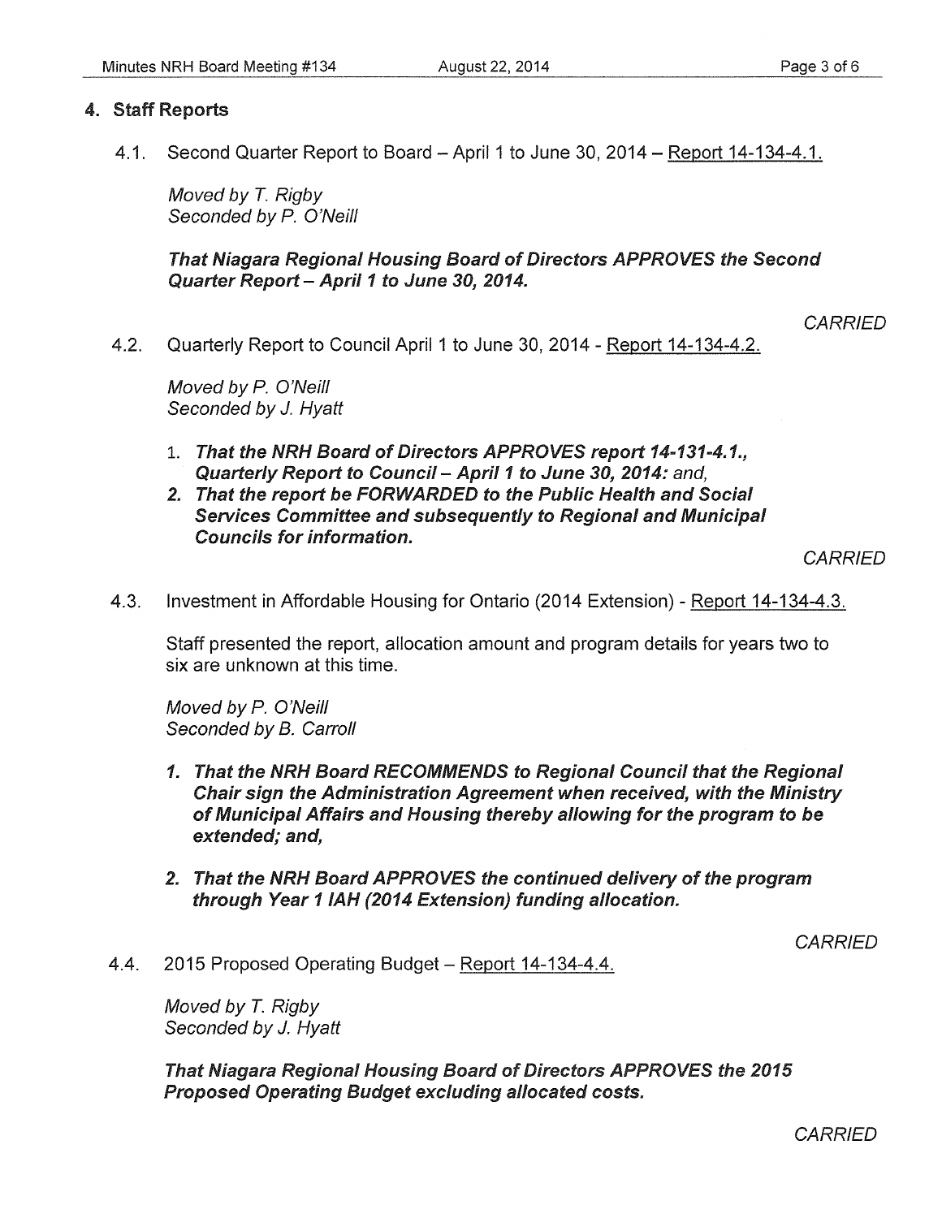## 4. Staff Reports

4.1. Second Quarter Report to Board – April 1 to June 30, 2014 – Report 14-134-4.1.

*Moved by T. Rigby*
*Seconded by P. O'Neill*

***That Niagara Regional Housing Board of Directors APPROVES the Second Quarter Report – April 1 to June 30, 2014.***

*CARRIED*

4.2. Quarterly Report to Council April 1 to June 30, 2014 - Report 14-134-4.2.

*Moved by P. O'Neill*
*Seconded by J. Hyatt*

1. ***That the NRH Board of Directors APPROVES report 14-131-4.1., Quarterly Report to Council – April 1 to June 30, 2014:*** *and,*
2. ***That the report be FORWARDED to the Public Health and Social Services Committee and subsequently to Regional and Municipal Councils for information.***

*CARRIED*

4.3. Investment in Affordable Housing for Ontario (2014 Extension) - Report 14-134-4.3.

Staff presented the report, allocation amount and program details for years two to six are unknown at this time.

*Moved by P. O'Neill*
*Seconded by B. Carroll*

1. ***That the NRH Board RECOMMENDS to Regional Council that the Regional Chair sign the Administration Agreement when received, with the Ministry of Municipal Affairs and Housing thereby allowing for the program to be extended; and,***
2. ***That the NRH Board APPROVES the continued delivery of the program through Year 1 IAH (2014 Extension) funding allocation.***

*CARRIED*

4.4. 2015 Proposed Operating Budget – Report 14-134-4.4.

*Moved by T. Rigby*
*Seconded by J. Hyatt*

***That Niagara Regional Housing Board of Directors APPROVES the 2015 Proposed Operating Budget excluding allocated costs.***

*CARRIED*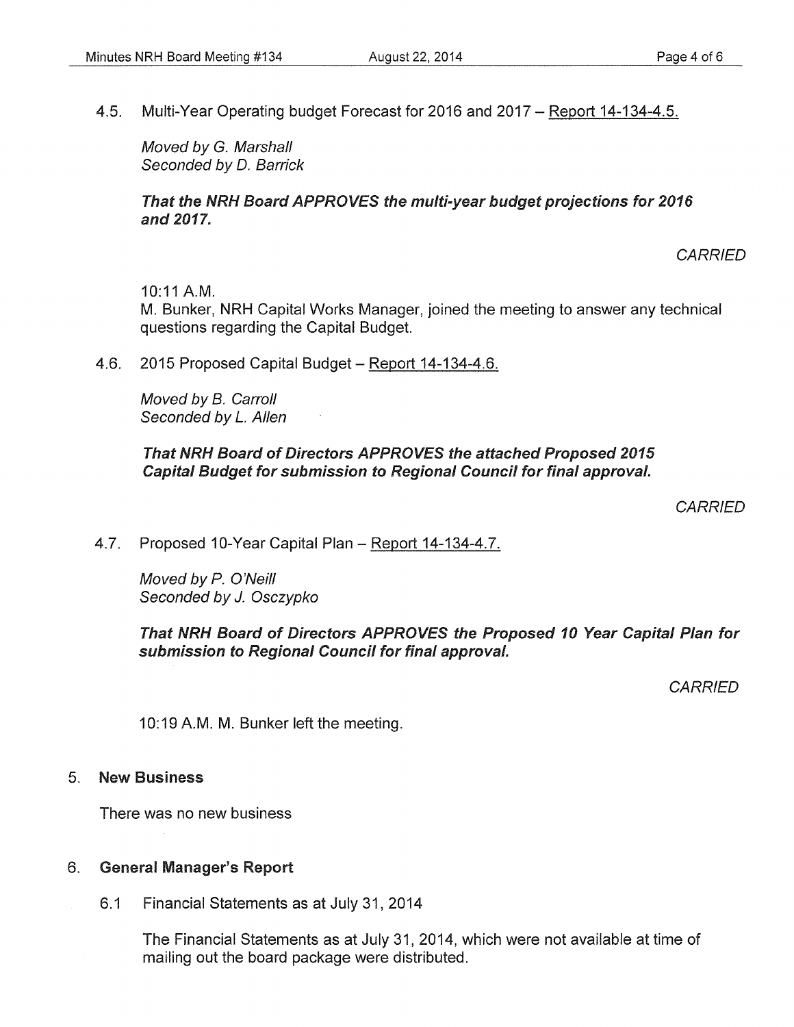4.5. Multi-Year Operating budget Forecast for 2016 and 2017 – Report 14-134-4.5.

*Moved by G. Marshall*
*Seconded by D. Barrick*

***That the NRH Board APPROVES the multi-year budget projections for 2016 and 2017.***

*CARRIED*

10:11 A.M.
M. Bunker, NRH Capital Works Manager, joined the meeting to answer any technical questions regarding the Capital Budget.

4.6. 2015 Proposed Capital Budget – Report 14-134-4.6.

*Moved by B. Carroll*
*Seconded by L. Allen*

***That NRH Board of Directors APPROVES the attached Proposed 2015 Capital Budget for submission to Regional Council for final approval.***

*CARRIED*

4.7. Proposed 10-Year Capital Plan – Report 14-134-4.7.

*Moved by P. O'Neill*
*Seconded by J. Osczypko*

***That NRH Board of Directors APPROVES the Proposed 10 Year Capital Plan for submission to Regional Council for final approval.***

*CARRIED*

10:19 A.M. M. Bunker left the meeting.

## 5. New Business

There was no new business

## 6. General Manager's Report

6.1 Financial Statements as at July 31, 2014

The Financial Statements as at July 31, 2014, which were not available at time of mailing out the board package were distributed.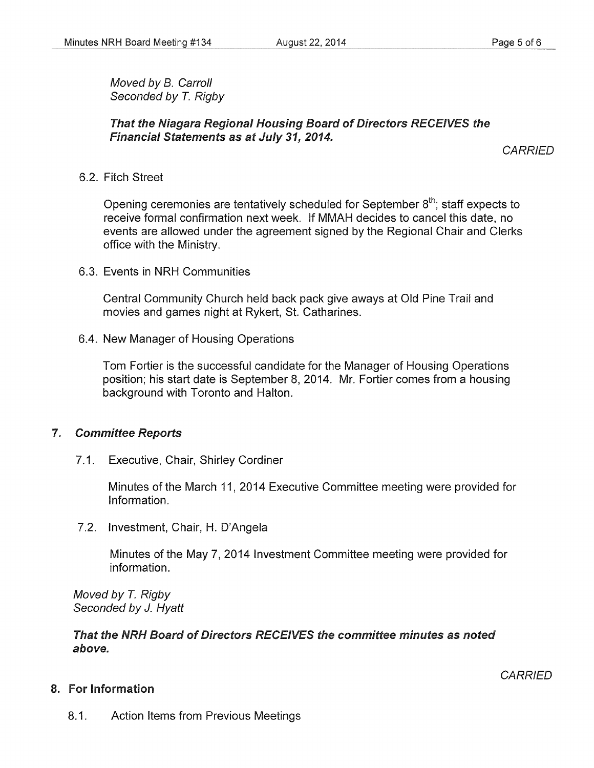*Moved by B. Carroll*
*Seconded by T. Rigby*

***That the Niagara Regional Housing Board of Directors RECEIVES the Financial Statements as at July 31, 2014.***

*CARRIED*

6.2. Fitch Street

Opening ceremonies are tentatively scheduled for September 8th; staff expects to receive formal confirmation next week. If MMAH decides to cancel this date, no events are allowed under the agreement signed by the Regional Chair and Clerks office with the Ministry.

6.3. Events in NRH Communities

Central Community Church held back pack give aways at Old Pine Trail and movies and games night at Rykert, St. Catharines.

6.4. New Manager of Housing Operations

Tom Fortier is the successful candidate for the Manager of Housing Operations position; his start date is September 8, 2014. Mr. Fortier comes from a housing background with Toronto and Halton.

## 7. *Committee Reports*

7.1. Executive, Chair, Shirley Cordiner

Minutes of the March 11, 2014 Executive Committee meeting were provided for Information.

7.2. Investment, Chair, H. D'Angela

Minutes of the May 7, 2014 Investment Committee meeting were provided for information.

*Moved by T. Rigby*
*Seconded by J. Hyatt*

***That the NRH Board of Directors RECEIVES the committee minutes as noted above.***

*CARRIED*

## 8. For Information

8.1. Action Items from Previous Meetings